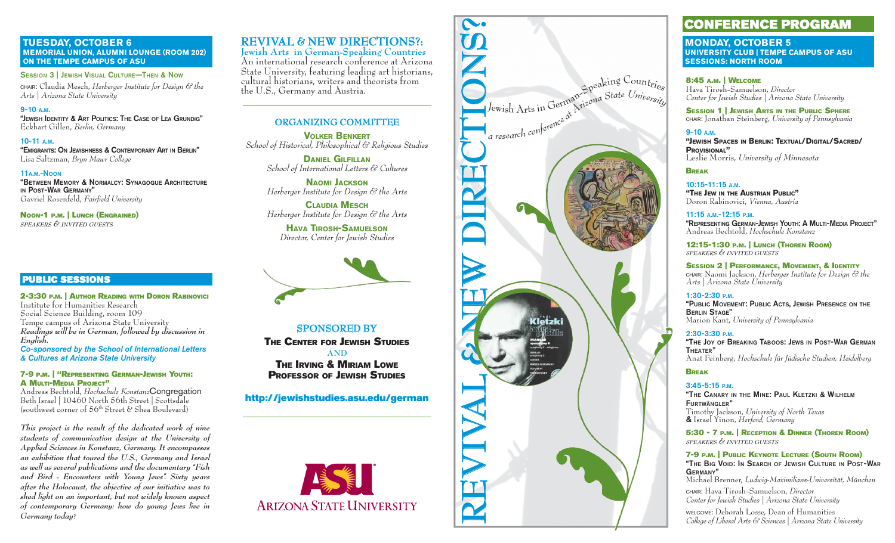## TUESDAY, OCTOBER 6
### MEMORIAL UNION, ALUMNI LOUNGE (ROOM 202) ON THE TEMPE CAMPUS OF ASU

**SESSION 3 | JEWISH VISUAL CULTURE—THEN & NOW**
CHAIR: Claudia Mesch, *Herberger Institute for Design & the Arts | Arizona State University*

**9-10 A.M.**
**"JEWISH IDENTITY & ART POLITICS: THE CASE OF LEA GRUNDIG"**
Eckhart Gillen, *Berlin, Germany*

**10-11 A.M.**
**"EMIGRANTS: ON JEWISHNESS & CONTEMPORARY ART IN BERLIN"**
Lisa Saltzman, *Bryn Mawr College*

**11A.M.-NOON**
**"BETWEEN MEMORY & NORMALCY: SYNAGOGUE ARCHITECTURE IN POST-WAR GERMANY"**
Gavriel Rosenfeld, *Fairfield University*

**NOON-1 P.M. | LUNCH (ENGRAINED)**
*SPEAKERS & INVITED GUESTS*

## PUBLIC SESSIONS

**2-3:30 P.M. | AUTHOR READING WITH DORON RABINOVICI**
Institute for Humanities Research
Social Science Building, room 109
Tempe campus of Arizona State University
*Readings will be in German, followed by discussion in English.*
*Co-sponsored by the School of International Letters & Cultures at Arizona State University*

**7-9 P.M. | "REPRESENTING GERMAN-JEWISH YOUTH: A MULTI-MEDIA PROJECT"**
Andreas Bechtold, *Hochschule Konstanz*
Congregation Beth Israel | 10460 North 56th Street | Scottsdale
(southwest corner of 56th Street & Shea Boulevard)

*This project is the result of the dedicated work of nine students of communication design at the University of Applied Sciences in Konstanz, Germany. It encompasses an exhibition that toured the U.S., Germany and Israel as well as several publications and the documentary "Fish and Bird - Encounters with Young Jews". Sixty years after the Holocaust, the objective of our initiative was to shed light on an important, but not widely known aspect of contemporary Germany: how do young Jews live in Germany today?*

# REVIVAL & NEW DIRECTIONS?:
## Jewish Arts in German-Speaking Countries

An international research conference at Arizona State University, featuring leading art historians, cultural historians, writers and theorists from the U.S., Germany and Austria.

### ORGANIZING COMMITTEE

**VOLKER BENKERT**
*School of Historical, Philosophical & Religious Studies*

**DANIEL GILFILLAN**
*School of International Letters & Cultures*

**NAOMI JACKSON**
*Herberger Institute for Design & the Arts*

**CLAUDIA MESCH**
*Herberger Institute for Design & the Arts*

**HAVA TIROSH-SAMUELSON**
*Director, Center for Jewish Studies*

### SPONSORED BY

**THE CENTER FOR JEWISH STUDIES**
AND
**THE IRVING & MIRIAM LOWE PROFESSOR OF JEWISH STUDIES**

**http://jewishstudies.asu.edu/german**

ARIZONA STATE UNIVERSITY

REVIVAL & NEW DIRECTIONS?
Jewish Arts in German-Speaking Countries
a research conference at Arizona State University

# CONFERENCE PROGRAM

## MONDAY, OCTOBER 5
### UNIVERSITY CLUB | TEMPE CAMPUS OF ASU SESSIONS: NORTH ROOM

**8:45 A.M. | WELCOME**
Hava Tirosh-Samuelson, *Director*
*Center for Jewish Studies | Arizona State University*

**SESSION 1 | JEWISH ARTS IN THE PUBLIC SPHERE**
CHAIR: Jonathan Steinberg, *University of Pennsylvania*

**9-10 A.M.**
**"JEWISH SPACES IN BERLIN: TEXTUAL/DIGITAL/SACRED/ PROVISIONAL"**
Leslie Morris, *University of Minnesota*

**BREAK**

**10:15-11:15 A.M.**
**"THE JEW IN THE AUSTRIAN PUBLIC"**
Doron Rabinovici, *Vienna, Austria*

**11:15 A.M.-12:15 P.M.**
**"REPRESENTING GERMAN-JEWISH YOUTH: A MULTI-MEDIA PROJECT"**
Andreas Bechtold, *Hochschule Konstanz*

**12:15-1:30 P.M. | LUNCH (THOREN ROOM)**
*SPEAKERS & INVITED GUESTS*

**SESSION 2 | PERFORMANCE, MOVEMENT, & IDENTITY**
CHAIR: Naomi Jackson, *Herberger Institute for Design & the Arts | Arizona State University*

**1:30-2:30 P.M.**
**"PUBLIC MOVEMENT: PUBLIC ACTS, JEWISH PRESENCE ON THE BERLIN STAGE"**
Marion Kant, *University of Pennsylvania*

**2:30-3:30 P.M.**
**"THE JOY OF BREAKING TABOOS: JEWS IN POST-WAR GERMAN THEATER"**
Anat Feinberg, *Hochschule für Jüdische Studien, Heidelberg*

**BREAK**

**3:45-5:15 P.M.**
**"THE CANARY IN THE MINE: PAUL KLETZKI & WILHELM FURTWÄNGLER"**
Timothy Jackson, *University of North Texas*
**&** Israel Yinon, *Herford, Germany*

**5:30 - 7 P.M. | RECEPTION & DINNER (THOREN ROOM)**
*SPEAKERS & INVITED GUESTS*

**7-9 P.M. | PUBLIC KEYNOTE LECTURE (SOUTH ROOM)**
**"THE BIG VOID: IN SEARCH OF JEWISH CULTURE IN POST-WAR GERMANY"**
Michael Brenner, *Ludwig-Maximilians-Universität, München*

CHAIR: Hava Tirosh-Samuelson, *Director*
*Center for Jewish Studies | Arizona State University*

WELCOME: Deborah Losse, Dean of Humanities
*College of Liberal Arts & Sciences | Arizona State University*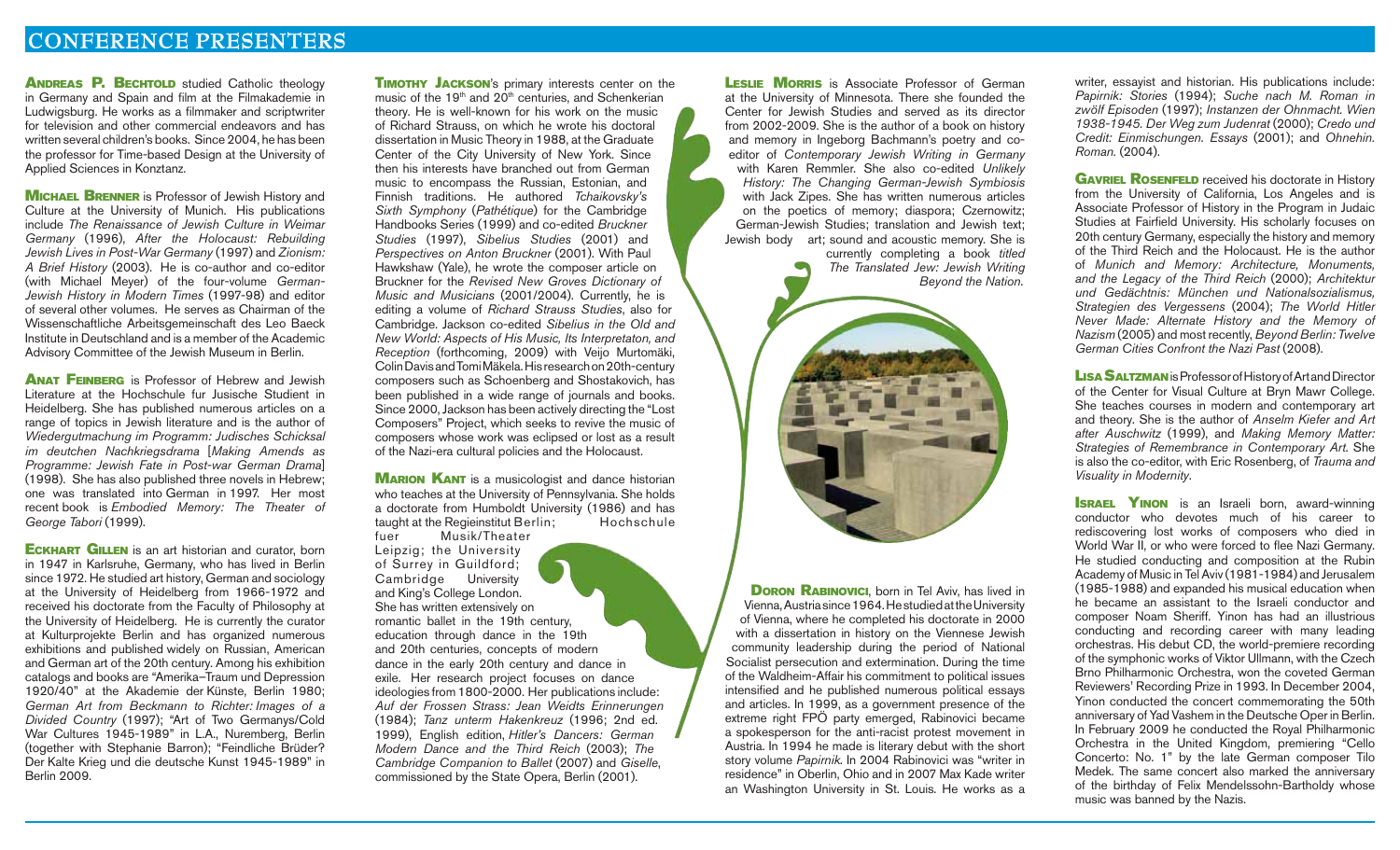# CONFERENCE PRESENTERS

**Andreas P. Bechtold** studied Catholic theology in Germany and Spain and film at the Filmakademie in Ludwigsburg. He works as a filmmaker and scriptwriter for television and other commercial endeavors and has written several children's books. Since 2004, he has been the professor for Time-based Design at the University of Applied Sciences in Konztanz.

**Michael Brenner** is Professor of Jewish History and Culture at the University of Munich. His publications include *The Renaissance of Jewish Culture in Weimar Germany* (1996), *After the Holocaust: Rebuilding Jewish Lives in Post-War Germany* (1997) and *Zionism: A Brief History* (2003). He is co-author and co-editor (with Michael Meyer) of the four-volume *German-Jewish History in Modern Times* (1997-98) and editor of several other volumes. He serves as Chairman of the Wissenschaftliche Arbeitsgemeinschaft des Leo Baeck Institute in Deutschland and is a member of the Academic Advisory Committee of the Jewish Museum in Berlin.

**Anat Feinberg** is Professor of Hebrew and Jewish Literature at the Hochschule fur Jusische Studient in Heidelberg. She has published numerous articles on a range of topics in Jewish literature and is the author of *Wiedergutmachung im Programm: Judisches Schicksal im deutchen Nachkriegsdrama* [*Making Amends as Programme: Jewish Fate in Post-war German Drama*] (1998). She has also published three novels in Hebrew; one was translated into German in 1997. Her most recent book is *Embodied Memory: The Theater of George Tabori* (1999).

**Eckhart Gillen** is an art historian and curator, born in 1947 in Karlsruhe, Germany, who has lived in Berlin since 1972. He studied art history, German and sociology at the University of Heidelberg from 1966-1972 and received his doctorate from the Faculty of Philosophy at the University of Heidelberg. He is currently the curator at Kulturprojekte Berlin and has organized numerous exhibitions and published widely on Russian, American and German art of the 20th century. Among his exhibition catalogs and books are "Amerika–Traum und Depression 1920/40" at the Akademie der Künste, Berlin 1980; *German Art from Beckmann to Richter: Images of a Divided Country* (1997); "Art of Two Germanys/Cold War Cultures 1945-1989" in L.A., Nuremberg, Berlin (together with Stephanie Barron); "Feindliche Brüder? Der Kalte Krieg und die deutsche Kunst 1945-1989" in Berlin 2009.

**Timothy Jackson**'s primary interests center on the music of the 19th and 20th centuries, and Schenkerian theory. He is well-known for his work on the music of Richard Strauss, on which he wrote his doctoral dissertation in Music Theory in 1988, at the Graduate Center of the City University of New York. Since then his interests have branched out from German music to encompass the Russian, Estonian, and Finnish traditions. He authored *Tchaikovsky's Sixth Symphony* (*Pathétique*) for the Cambridge Handbooks Series (1999) and co-edited *Bruckner Studies* (1997), *Sibelius Studies* (2001) and *Perspectives on Anton Bruckner* (2001). With Paul Hawkshaw (Yale), he wrote the composer article on Bruckner for the *Revised New Groves Dictionary of Music and Musicians* (2001/2004). Currently, he is editing a volume of *Richard Strauss Studies*, also for Cambridge. Jackson co-edited *Sibelius in the Old and New World: Aspects of His Music, Its Interpretaton, and Reception* (forthcoming, 2009) with Veijo Murtomäki, Colin Davis and Tomi Mäkela. His research on 20th-century composers such as Schoenberg and Shostakovich, has been published in a wide range of journals and books. Since 2000, Jackson has been actively directing the "Lost Composers" Project, which seeks to revive the music of composers whose work was eclipsed or lost as a result of the Nazi-era cultural policies and the Holocaust.

**Marion Kant** is a musicologist and dance historian who teaches at the University of Pennsylvania. She holds a doctorate from Humboldt University (1986) and has taught at the Regieinstitut Berlin; Hochschule fuer Musik/Theater Leipzig; the University of Surrey in Guildford; Cambridge University and King's College London. She has written extensively on romantic ballet in the 19th century, education through dance in the 19th and 20th centuries, concepts of modern dance in the early 20th century and dance in exile. Her research project focuses on dance ideologies from 1800-2000. Her publications include: *Auf der Frossen Strass: Jean Weidts Erinnerungen* (1984); *Tanz unterm Hakenkreuz* (1996; 2nd ed. 1999), English edition, *Hitler's Dancers: German Modern Dance and the Third Reich* (2003); *The Cambridge Companion to Ballet* (2007) and *Giselle*, commissioned by the State Opera, Berlin (2001).

**Leslie Morris** is Associate Professor of German at the University of Minnesota. There she founded the Center for Jewish Studies and served as its director from 2002-2009. She is the author of a book on history and memory in Ingeborg Bachmann's poetry and co-editor of *Contemporary Jewish Writing in Germany* with Karen Remmler. She also co-edited *Unlikely History: The Changing German-Jewish Symbiosis* with Jack Zipes. She has written numerous articles on the poetics of memory; diaspora; Czernowitz; German-Jewish Studies; translation and Jewish text; Jewish body art; sound and acoustic memory. She is currently completing a book titled *The Translated Jew: Jewish Writing Beyond the Nation.*

**Doron Rabinovici**, born in Tel Aviv, has lived in Vienna, Austria since 1964. He studied at the University of Vienna, where he completed his doctorate in 2000 with a dissertation in history on the Viennese Jewish community leadership during the period of National Socialist persecution and extermination. During the time of the Waldheim-Affair his commitment to political issues intensified and he published numerous political essays and articles. In 1999, as a government presence of the extreme right FPÖ party emerged, Rabinovici became a spokesperson for the anti-racist protest movement in Austria. In 1994 he made is literary debut with the short story volume *Papirnik*. In 2004 Rabinovici was "writer in residence" in Oberlin, Ohio and in 2007 Max Kade writer an Washington University in St. Louis. He works as a writer, essayist and historian. His publications include: *Papirnik: Stories* (1994); *Suche nach M. Roman in zwölf Episoden* (1997); *Instanzen der Ohnmacht. Wien 1938-1945. Der Weg zum Judenrat* (2000); *Credo und Credit: Einmischungen. Essays* (2001); and *Ohnehin. Roman.* (2004).

**Gavriel Rosenfeld** received his doctorate in History from the University of California, Los Angeles and is Associate Professor of History in the Program in Judaic Studies at Fairfield University. His scholarly focuses on 20th century Germany, especially the history and memory of the Third Reich and the Holocaust. He is the author of *Munich and Memory: Architecture, Monuments, and the Legacy of the Third Reich* (2000); *Architektur und Gedächtnis: München und Nationalsozialismus, Strategien des Vergessens* (2004); *The World Hitler Never Made: Alternate History and the Memory of Nazism* (2005) and most recently, *Beyond Berlin: Twelve German Cities Confront the Nazi Past* (2008).

**Lisa Saltzman** is Professor of History of Art and Director of the Center for Visual Culture at Bryn Mawr College. She teaches courses in modern and contemporary art and theory. She is the author of *Anselm Kiefer and Art after Auschwitz* (1999), and *Making Memory Matter: Strategies of Remembrance in Contemporary Art.* She is also the co-editor, with Eric Rosenberg, of *Trauma and Visuality in Modernity*.

**Israel Yinon** is an Israeli born, award-winning conductor who devotes much of his career to rediscovering lost works of composers who died in World War II, or who were forced to flee Nazi Germany. He studied conducting and composition at the Rubin Academy of Music in Tel Aviv (1981-1984) and Jerusalem (1985-1988) and expanded his musical education when he became an assistant to the Israeli conductor and composer Noam Sheriff. Yinon has had an illustrious conducting and recording career with many leading orchestras. His debut CD, the world-premiere recording of the symphonic works of Viktor Ullmann, with the Czech Brno Philharmonic Orchestra, won the coveted German Reviewers' Recording Prize in 1993. In December 2004, Yinon conducted the concert commemorating the 50th anniversary of Yad Vashem in the Deutsche Oper in Berlin. In February 2009 he conducted the Royal Philharmonic Orchestra in the United Kingdom, premiering "Cello Concerto: No. 1" by the late German composer Tilo Medek. The same concert also marked the anniversary of the birthday of Felix Mendelssohn-Bartholdy whose music was banned by the Nazis.